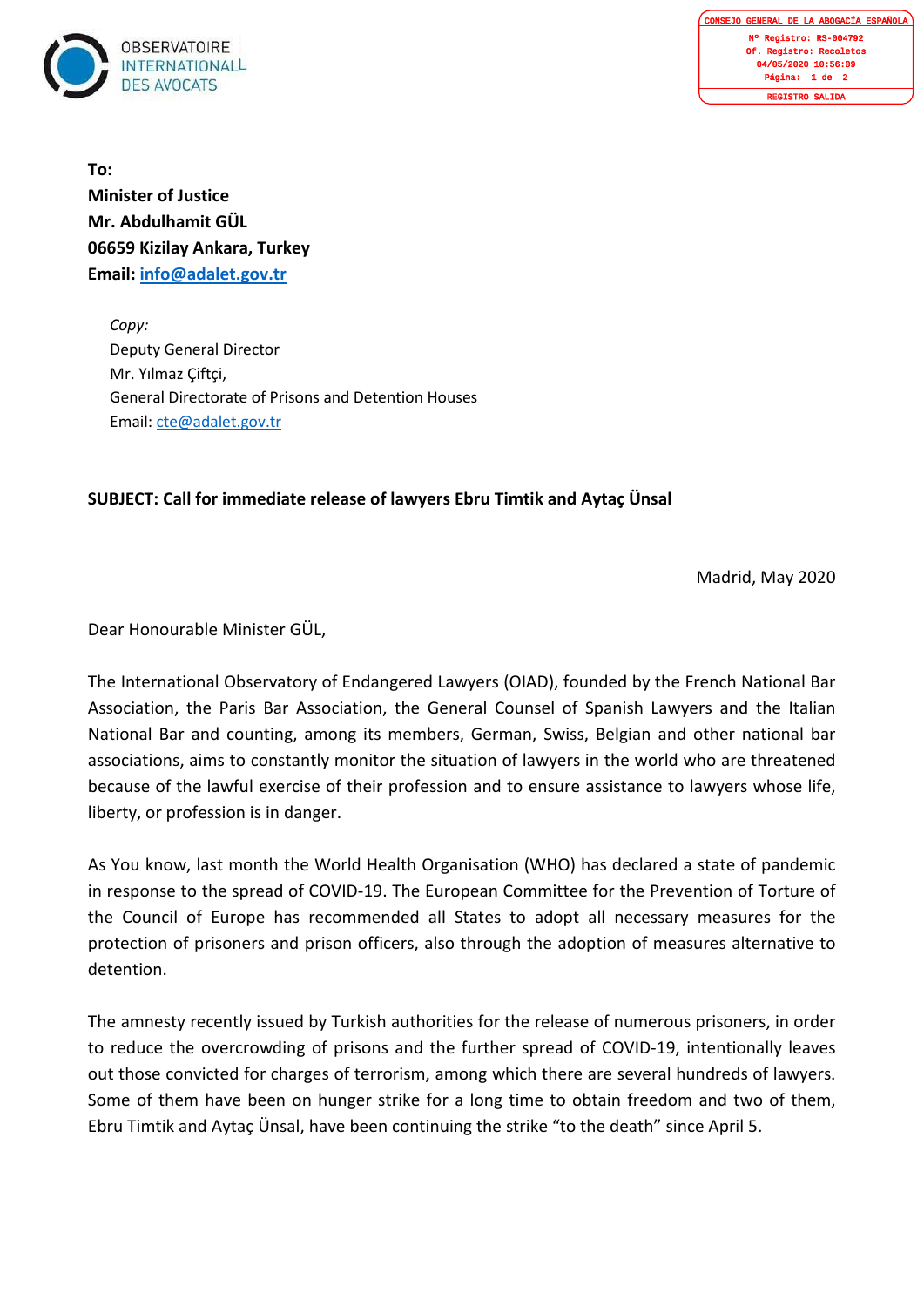OBSERVATOIRE INTERNATIONAL DES AVOCATS

CONSEJO GENERAL DE LA ABOGACÍA ESPAÑOLA
Nº Registro: RS-004792
Of. Registro: Recoletos
04/05/2020 10:56:09
Página: 1 de 2
REGISTRO SALIDA

**To:**
**Minister of Justice**
**Mr. Abdulhamit GÜL**
**06659 Kizilay Ankara, Turkey**
**Email: info@adalet.gov.tr**

*Copy:*
Deputy General Director
Mr. Yılmaz Çiftçi,
General Directorate of Prisons and Detention Houses
Email: cte@adalet.gov.tr

**SUBJECT: Call for immediate release of lawyers Ebru Timtik and Aytaç Ünsal**

Madrid, May 2020

Dear Honourable Minister GÜL,

The International Observatory of Endangered Lawyers (OIAD), founded by the French National Bar Association, the Paris Bar Association, the General Counsel of Spanish Lawyers and the Italian National Bar and counting, among its members, German, Swiss, Belgian and other national bar associations, aims to constantly monitor the situation of lawyers in the world who are threatened because of the lawful exercise of their profession and to ensure assistance to lawyers whose life, liberty, or profession is in danger.

As You know, last month the World Health Organisation (WHO) has declared a state of pandemic in response to the spread of COVID-19. The European Committee for the Prevention of Torture of the Council of Europe has recommended all States to adopt all necessary measures for the protection of prisoners and prison officers, also through the adoption of measures alternative to detention.

The amnesty recently issued by Turkish authorities for the release of numerous prisoners, in order to reduce the overcrowding of prisons and the further spread of COVID-19, intentionally leaves out those convicted for charges of terrorism, among which there are several hundreds of lawyers. Some of them have been on hunger strike for a long time to obtain freedom and two of them, Ebru Timtik and Aytaç Ünsal, have been continuing the strike "to the death" since April 5.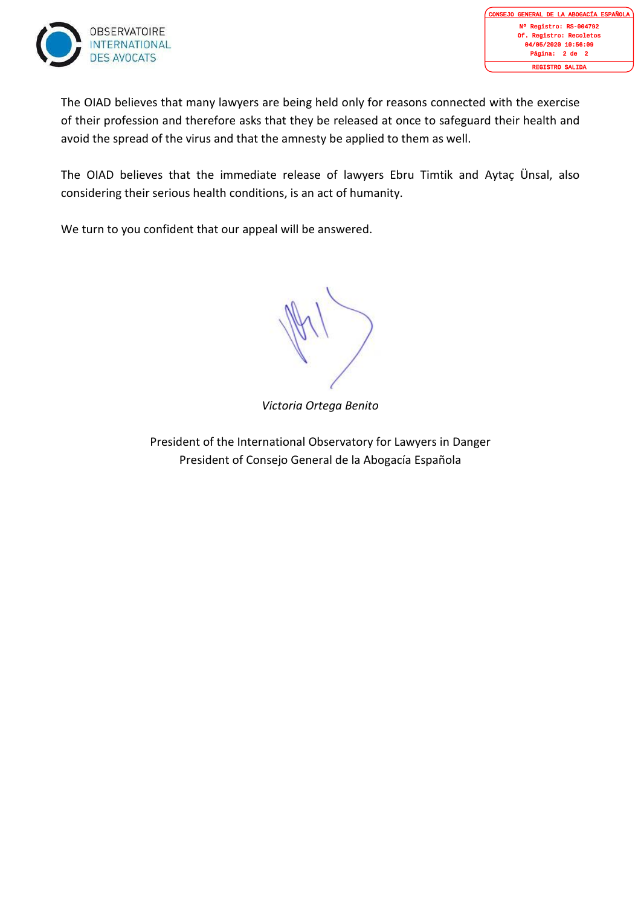The OIAD believes that many lawyers are being held only for reasons connected with the exercise of their profession and therefore asks that they be released at once to safeguard their health and avoid the spread of the virus and that the amnesty be applied to them as well.

The OIAD believes that the immediate release of lawyers Ebru Timtik and Aytaç Ünsal, also considering their serious health conditions, is an act of humanity.

We turn to you confident that our appeal will be answered.

*Victoria Ortega Benito*

President of the International Observatory for Lawyers in Danger
President of Consejo General de la Abogacía Española